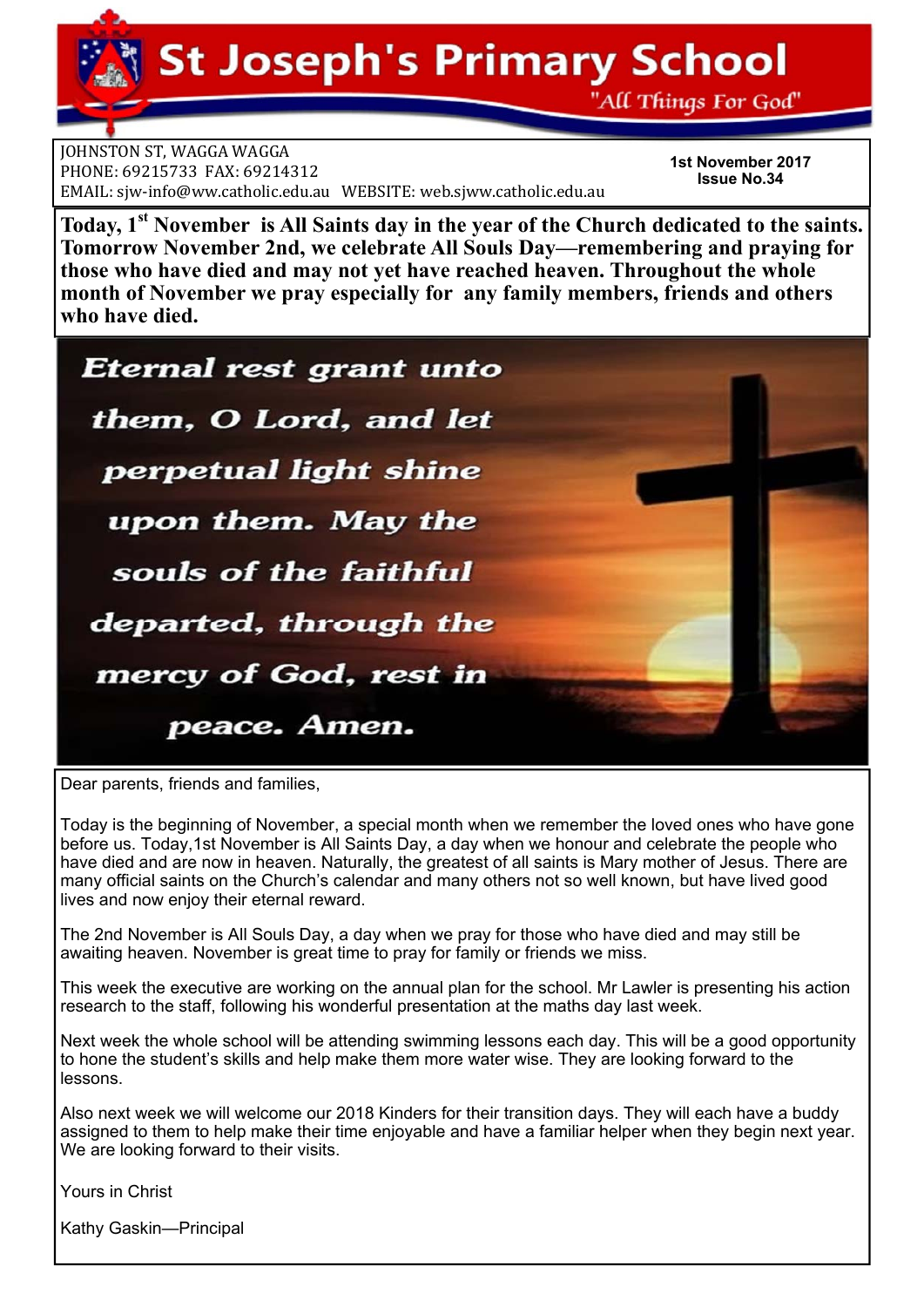# St Joseph's Primary School

"All Things For God"

JOHNSTON ST, WAGGA WAGGA
PHONE: 69215733 FAX: 69214312
EMAIL: sjw-info@ww.catholic.edu.au WEBSITE: web.sjww.catholic.edu.au

**1st November 2017**
**Issue No.34**

**Today, 1st November is All Saints day in the year of the Church dedicated to the saints. Tomorrow November 2nd, we celebrate All Souls Day—remembering and praying for those who have died and may not yet have reached heaven. Throughout the whole month of November we pray especially for any family members, friends and others who have died.**

*Eternal rest grant unto them, O Lord, and let perpetual light shine upon them. May the souls of the faithful departed, through the mercy of God, rest in peace. Amen.*

Dear parents, friends and families,

Today is the beginning of November, a special month when we remember the loved ones who have gone before us. Today,1st November is All Saints Day, a day when we honour and celebrate the people who have died and are now in heaven. Naturally, the greatest of all saints is Mary mother of Jesus. There are many official saints on the Church's calendar and many others not so well known, but have lived good lives and now enjoy their eternal reward.

The 2nd November is All Souls Day, a day when we pray for those who have died and may still be awaiting heaven. November is great time to pray for family or friends we miss.

This week the executive are working on the annual plan for the school. Mr Lawler is presenting his action research to the staff, following his wonderful presentation at the maths day last week.

Next week the whole school will be attending swimming lessons each day. This will be a good opportunity to hone the student's skills and help make them more water wise. They are looking forward to the lessons.

Also next week we will welcome our 2018 Kinders for their transition days. They will each have a buddy assigned to them to help make their time enjoyable and have a familiar helper when they begin next year. We are looking forward to their visits.

Yours in Christ

Kathy Gaskin—Principal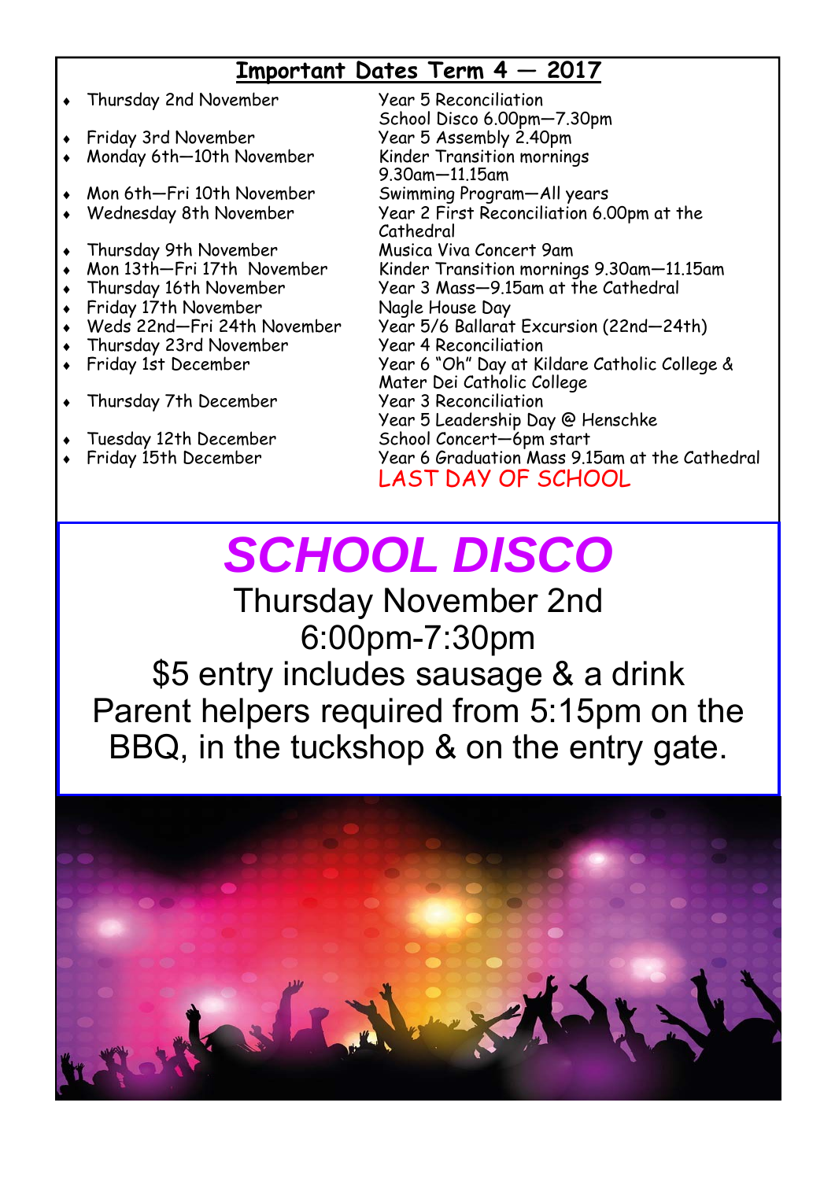## Important Dates Term 4 — 2017

| | |
|---|---|
| Thursday 2nd November | Year 5 Reconciliation<br>School Disco 6.00pm—7.30pm |
| Friday 3rd November | Year 5 Assembly 2.40pm |
| Monday 6th—10th November | Kinder Transition mornings 9.30am—11.15am |
| Mon 6th—Fri 10th November | Swimming Program—All years |
| Wednesday 8th November | Year 2 First Reconciliation 6.00pm at the Cathedral |
| Thursday 9th November | Musica Viva Concert 9am |
| Mon 13th—Fri 17th November | Kinder Transition mornings 9.30am—11.15am |
| Thursday 16th November | Year 3 Mass—9.15am at the Cathedral |
| Friday 17th November | Nagle House Day |
| Weds 22nd—Fri 24th November | Year 5/6 Ballarat Excursion (22nd—24th) |
| Thursday 23rd November | Year 4 Reconciliation |
| Friday 1st December | Year 6 "Oh" Day at Kildare Catholic College & Mater Dei Catholic College |
| Thursday 7th December | Year 3 Reconciliation<br>Year 5 Leadership Day @ Henschke |
| Tuesday 12th December | School Concert—6pm start |
| Friday 15th December | Year 6 Graduation Mass 9.15am at the Cathedral<br>LAST DAY OF SCHOOL |

# *SCHOOL DISCO*

Thursday November 2nd
6:00pm-7:30pm
$5 entry includes sausage & a drink
Parent helpers required from 5:15pm on the BBQ, in the tuckshop & on the entry gate.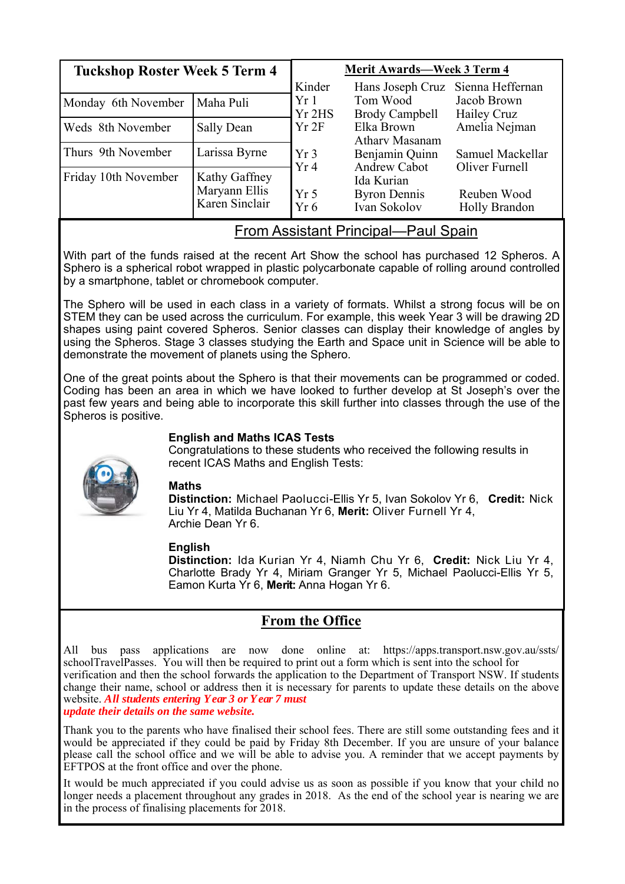## Tuckshop Roster Week 5 Term 4

| | |
|---|---|
| Monday 6th November | Maha Puli |
| Weds 8th November | Sally Dean |
| Thurs 9th November | Larissa Byrne |
| Friday 10th November | Kathy Gaffney<br>Maryann Ellis<br>Karen Sinclair |

## Merit Awards—Week 3 Term 4

| | | |
|---|---|---|
| Kinder | Hans Joseph Cruz | Sienna Heffernan |
| Yr 1 | Tom Wood | Jacob Brown |
| Yr 2HS | Brody Campbell | Hailey Cruz |
| Yr 2F | Elka Brown<br>Atharv Masanam | Amelia Nejman |
| Yr 3 | Benjamin Quinn | Samuel Mackellar |
| Yr 4 | Andrew Cabot<br>Ida Kurian | Oliver Furnell |
| Yr 5 | Byron Dennis | Reuben Wood |
| Yr 6 | Ivan Sokolov | Holly Brandon |

## From Assistant Principal—Paul Spain

With part of the funds raised at the recent Art Show the school has purchased 12 Spheros. A Sphero is a spherical robot wrapped in plastic polycarbonate capable of rolling around controlled by a smartphone, tablet or chromebook computer.

The Sphero will be used in each class in a variety of formats. Whilst a strong focus will be on STEM they can be used across the curriculum. For example, this week Year 3 will be drawing 2D shapes using paint covered Spheros. Senior classes can display their knowledge of angles by using the Spheros. Stage 3 classes studying the Earth and Space unit in Science will be able to demonstrate the movement of planets using the Sphero.

One of the great points about the Sphero is that their movements can be programmed or coded. Coding has been an area in which we have looked to further develop at St Joseph's over the past few years and being able to incorporate this skill further into classes through the use of the Spheros is positive.

**English and Maths ICAS Tests**
Congratulations to these students who received the following results in recent ICAS Maths and English Tests:

**Maths**
**Distinction:** Michael Paolucci-Ellis Yr 5, Ivan Sokolov Yr 6, **Credit:** Nick Liu Yr 4, Matilda Buchanan Yr 6, **Merit:** Oliver Furnell Yr 4, Archie Dean Yr 6.

**English**
**Distinction:** Ida Kurian Yr 4, Niamh Chu Yr 6, **Credit:** Nick Liu Yr 4, Charlotte Brady Yr 4, Miriam Granger Yr 5, Michael Paolucci-Ellis Yr 5, Eamon Kurta Yr 6, **Merit:** Anna Hogan Yr 6.

## From the Office

All bus pass applications are now done online at: https://apps.transport.nsw.gov.au/ssts/schoolTravelPasses. You will then be required to print out a form which is sent into the school for verification and then the school forwards the application to the Department of Transport NSW. If students change their name, school or address then it is necessary for parents to update these details on the above website. ***All students entering Year 3 or Year 7 must update their details on the same website.***

Thank you to the parents who have finalised their school fees. There are still some outstanding fees and it would be appreciated if they could be paid by Friday 8th December. If you are unsure of your balance please call the school office and we will be able to advise you. A reminder that we accept payments by EFTPOS at the front office and over the phone.

It would be much appreciated if you could advise us as soon as possible if you know that your child no longer needs a placement throughout any grades in 2018. As the end of the school year is nearing we are in the process of finalising placements for 2018.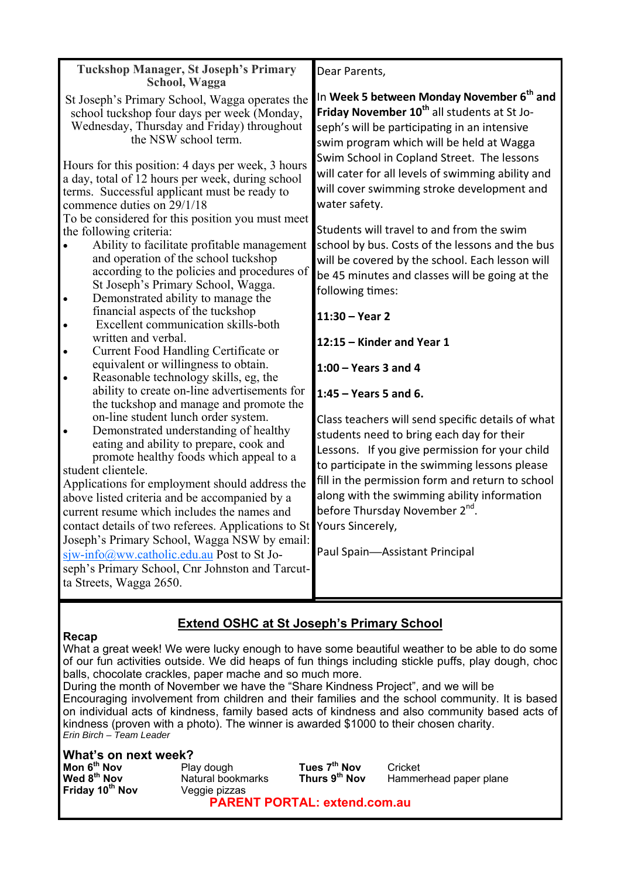## Tuckshop Manager, St Joseph's Primary School, Wagga

St Joseph's Primary School, Wagga operates the school tuckshop four days per week (Monday, Wednesday, Thursday and Friday) throughout the NSW school term.

Hours for this position: 4 days per week, 3 hours a day, total of 12 hours per week, during school terms. Successful applicant must be ready to commence duties on 29/1/18

To be considered for this position you must meet the following criteria:

- Ability to facilitate profitable management and operation of the school tuckshop according to the policies and procedures of St Joseph's Primary School, Wagga.
- Demonstrated ability to manage the financial aspects of the tuckshop
- Excellent communication skills-both written and verbal.
- Current Food Handling Certificate or equivalent or willingness to obtain.
- Reasonable technology skills, eg, the ability to create on-line advertisements for the tuckshop and manage and promote the on-line student lunch order system.
- Demonstrated understanding of healthy eating and ability to prepare, cook and promote healthy foods which appeal to a student clientele.

Applications for employment should address the above listed criteria and be accompanied by a current resume which includes the names and contact details of two referees. Applications to St Joseph's Primary School, Wagga NSW by email: sjw-info@ww.catholic.edu.au Post to St Joseph's Primary School, Cnr Johnston and Tarcutta Streets, Wagga 2650.

Dear Parents,

In **Week 5 between Monday November 6th and Friday November 10th** all students at St Joseph's will be participating in an intensive swim program which will be held at Wagga Swim School in Copland Street. The lessons will cater for all levels of swimming ability and will cover swimming stroke development and water safety.

Students will travel to and from the swim school by bus. Costs of the lessons and the bus will be covered by the school. Each lesson will be 45 minutes and classes will be going at the following times:

**11:30 – Year 2**

**12:15 – Kinder and Year 1**

**1:00 – Years 3 and 4**

**1:45 – Years 5 and 6.**

Class teachers will send specific details of what students need to bring each day for their Lessons. If you give permission for your child to participate in the swimming lessons please fill in the permission form and return to school along with the swimming ability information before Thursday November 2nd.

Yours Sincerely,

Paul Spain—Assistant Principal

## Extend OSHC at St Joseph's Primary School

**Recap**

What a great week! We were lucky enough to have some beautiful weather to be able to do some of our fun activities outside. We did heaps of fun things including stickle puffs, play dough, choc balls, chocolate crackles, paper mache and so much more.

During the month of November we have the "Share Kindness Project", and we will be Encouraging involvement from children and their families and the school community. It is based on individual acts of kindness, family based acts of kindness and also community based acts of kindness (proven with a photo). The winner is awarded $1000 to their chosen charity.

*Erin Birch – Team Leader*

**What's on next week?**

| | | | |
|---|---|---|---|
| **Mon 6th Nov** | Play dough | **Tues 7th Nov** | Cricket |
| **Wed 8th Nov** | Natural bookmarks | **Thurs 9th Nov** | Hammerhead paper plane |
| **Friday 10th Nov** | Veggie pizzas | | |

**PARENT PORTAL: extend.com.au**